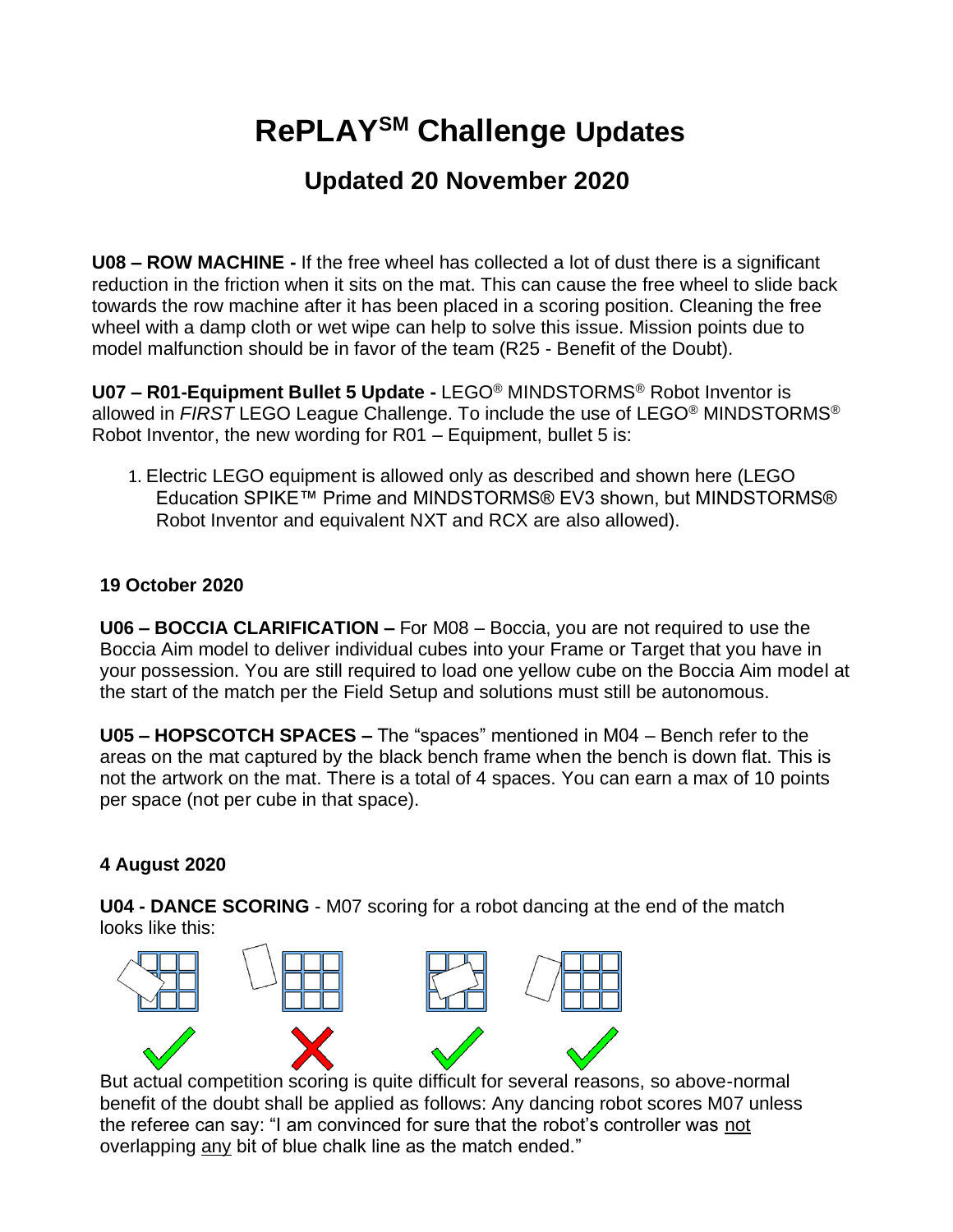# RePLAY[SM] Challenge Updates

## Updated 20 November 2020

**U08 – ROW MACHINE -** If the free wheel has collected a lot of dust there is a significant reduction in the friction when it sits on the mat. This can cause the free wheel to slide back towards the row machine after it has been placed in a scoring position. Cleaning the free wheel with a damp cloth or wet wipe can help to solve this issue. Mission points due to model malfunction should be in favor of the team (R25 - Benefit of the Doubt).

**U07 – R01-Equipment Bullet 5 Update -** LEGO® MINDSTORMS® Robot Inventor is allowed in *FIRST* LEGO League Challenge. To include the use of LEGO® MINDSTORMS® Robot Inventor, the new wording for R01 – Equipment, bullet 5 is:

1. Electric LEGO equipment is allowed only as described and shown here (LEGO Education SPIKE™ Prime and MINDSTORMS® EV3 shown, but MINDSTORMS® Robot Inventor and equivalent NXT and RCX are also allowed).

### 19 October 2020

**U06 – BOCCIA CLARIFICATION –** For M08 – Boccia, you are not required to use the Boccia Aim model to deliver individual cubes into your Frame or Target that you have in your possession. You are still required to load one yellow cube on the Boccia Aim model at the start of the match per the Field Setup and solutions must still be autonomous.

**U05 – HOPSCOTCH SPACES –** The "spaces" mentioned in M04 – Bench refer to the areas on the mat captured by the black bench frame when the bench is down flat. This is not the artwork on the mat. There is a total of 4 spaces. You can earn a max of 10 points per space (not per cube in that space).

### 4 August 2020

**U04 - DANCE SCORING** - M07 scoring for a robot dancing at the end of the match looks like this:

But actual competition scoring is quite difficult for several reasons, so above-normal benefit of the doubt shall be applied as follows: Any dancing robot scores M07 unless the referee can say: "I am convinced for sure that the robot's controller was not overlapping any bit of blue chalk line as the match ended."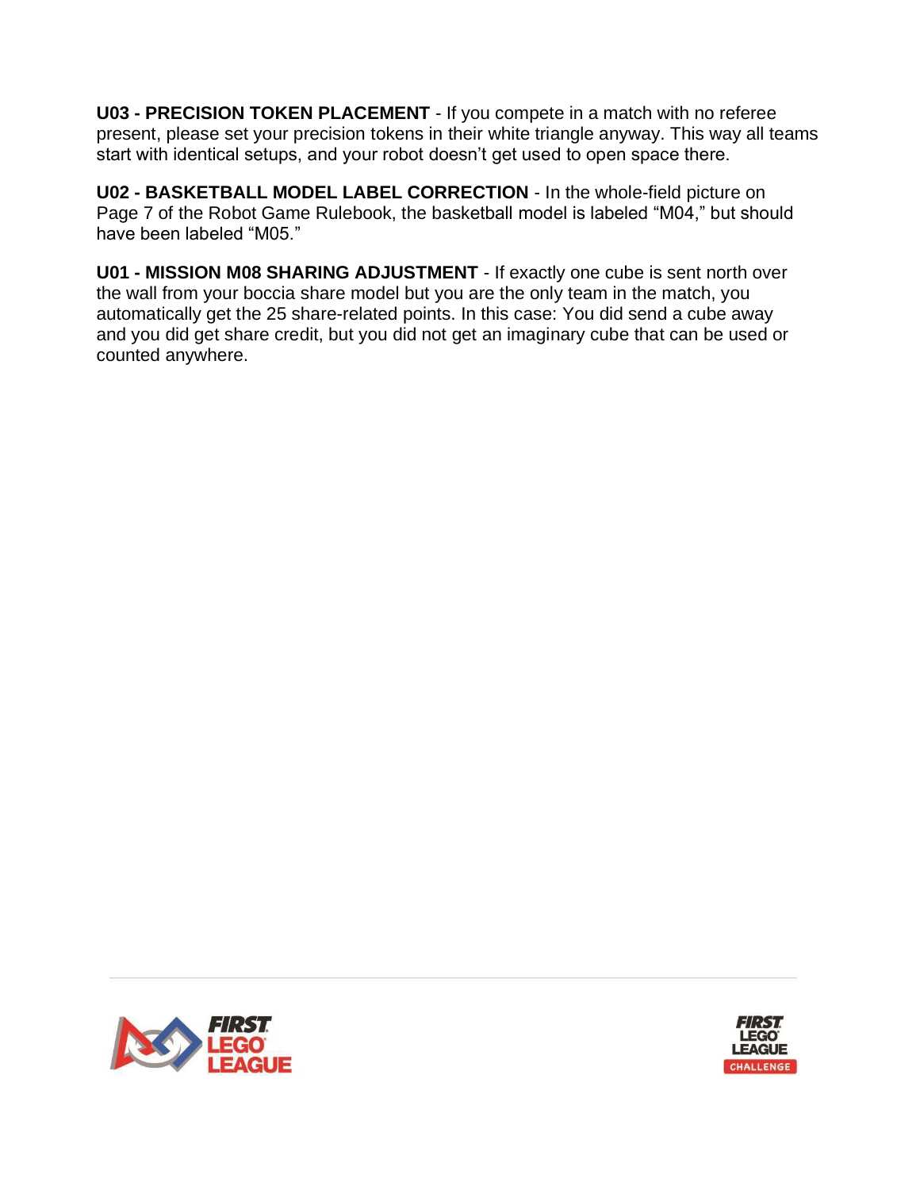**U03 - PRECISION TOKEN PLACEMENT** - If you compete in a match with no referee present, please set your precision tokens in their white triangle anyway. This way all teams start with identical setups, and your robot doesn't get used to open space there.

**U02 - BASKETBALL MODEL LABEL CORRECTION** - In the whole-field picture on Page 7 of the Robot Game Rulebook, the basketball model is labeled "M04," but should have been labeled "M05."

**U01 - MISSION M08 SHARING ADJUSTMENT** - If exactly one cube is sent north over the wall from your boccia share model but you are the only team in the match, you automatically get the 25 share-related points. In this case: You did send a cube away and you did get share credit, but you did not get an imaginary cube that can be used or counted anywhere.